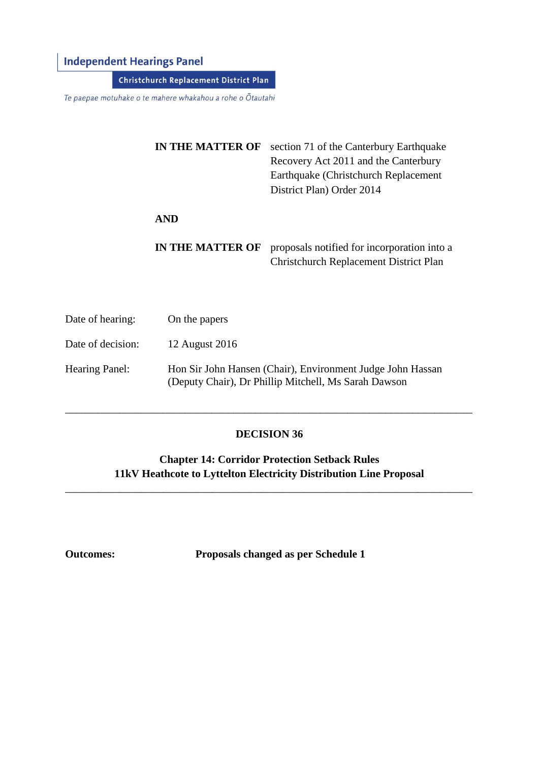**Independent Hearings Panel**

**Christchurch Replacement District Plan**

*Te paepae motuhake o te mahere whakahou a rohe o Ōtautahi*

**IN THE MATTER OF** section 71 of the Canterbury Earthquake Recovery Act 2011 and the Canterbury Earthquake (Christchurch Replacement District Plan) Order 2014

**AND**

**IN THE MATTER OF** proposals notified for incorporation into a Christchurch Replacement District Plan

Date of hearing: On the papers

Date of decision: 12 August 2016

Hearing Panel: Hon Sir John Hansen (Chair), Environment Judge John Hassan (Deputy Chair), Dr Phillip Mitchell, Ms Sarah Dawson

---

**DECISION 36**

**Chapter 14: Corridor Protection Setback Rules**
**11kV Heathcote to Lyttelton Electricity Distribution Line Proposal**

---

**Outcomes:** **Proposals changed as per Schedule 1**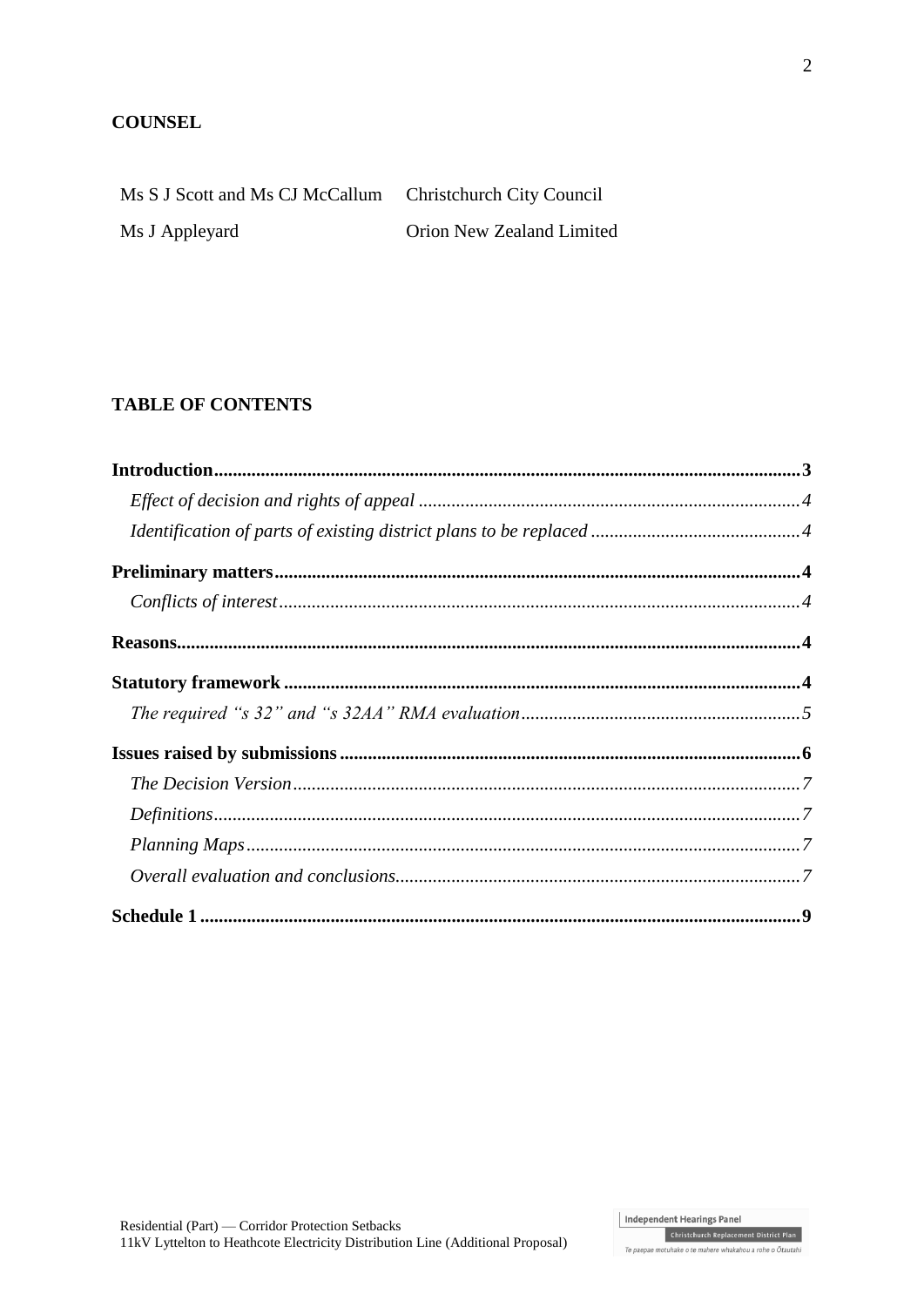## COUNSEL

| | |
|---|---|
| Ms S J Scott and Ms CJ McCallum | Christchurch City Council |
| Ms J Appleyard | Orion New Zealand Limited |

## TABLE OF CONTENTS

**Introduction** .......... **3**

*Effect of decision and rights of appeal* .......... *4*

*Identification of parts of existing district plans to be replaced* .......... *4*

**Preliminary matters** .......... **4**

*Conflicts of interest* .......... *4*

**Reasons** .......... **4**

**Statutory framework** .......... **4**

*The required "s 32" and "s 32AA" RMA evaluation* .......... *5*

**Issues raised by submissions** .......... **6**

*The Decision Version* .......... *7*

*Definitions* .......... *7*

*Planning Maps* .......... *7*

*Overall evaluation and conclusions* .......... *7*

**Schedule 1** .......... **9**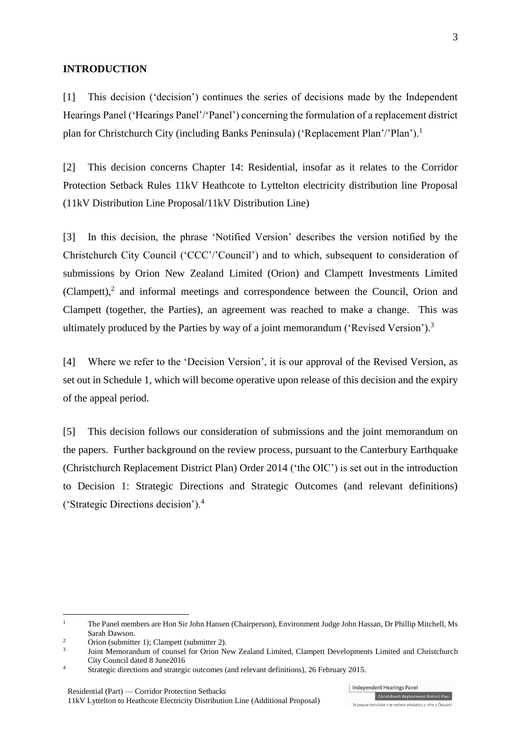**INTRODUCTION**

[1] This decision ('decision') continues the series of decisions made by the Independent Hearings Panel ('Hearings Panel'/'Panel') concerning the formulation of a replacement district plan for Christchurch City (including Banks Peninsula) ('Replacement Plan'/'Plan').[1]

[2] This decision concerns Chapter 14: Residential, insofar as it relates to the Corridor Protection Setback Rules 11kV Heathcote to Lyttelton electricity distribution line Proposal (11kV Distribution Line Proposal/11kV Distribution Line)

[3] In this decision, the phrase 'Notified Version' describes the version notified by the Christchurch City Council ('CCC'/'Council') and to which, subsequent to consideration of submissions by Orion New Zealand Limited (Orion) and Clampett Investments Limited (Clampett),[2] and informal meetings and correspondence between the Council, Orion and Clampett (together, the Parties), an agreement was reached to make a change. This was ultimately produced by the Parties by way of a joint memorandum ('Revised Version').[3]

[4] Where we refer to the 'Decision Version', it is our approval of the Revised Version, as set out in Schedule 1, which will become operative upon release of this decision and the expiry of the appeal period.

[5] This decision follows our consideration of submissions and the joint memorandum on the papers. Further background on the review process, pursuant to the Canterbury Earthquake (Christchurch Replacement District Plan) Order 2014 ('the OIC') is set out in the introduction to Decision 1: Strategic Directions and Strategic Outcomes (and relevant definitions) ('Strategic Directions decision').[4]

---

[1] The Panel members are Hon Sir John Hansen (Chairperson), Environment Judge John Hassan, Dr Phillip Mitchell, Ms Sarah Dawson.

[2] Orion (submitter 1); Clampett (submitter 2).

[3] Joint Memorandum of counsel for Orion New Zealand Limited, Clampett Developments Limited and Christchurch City Council dated 8 June2016

[4] Strategic directions and strategic outcomes (and relevant definitions), 26 February 2015.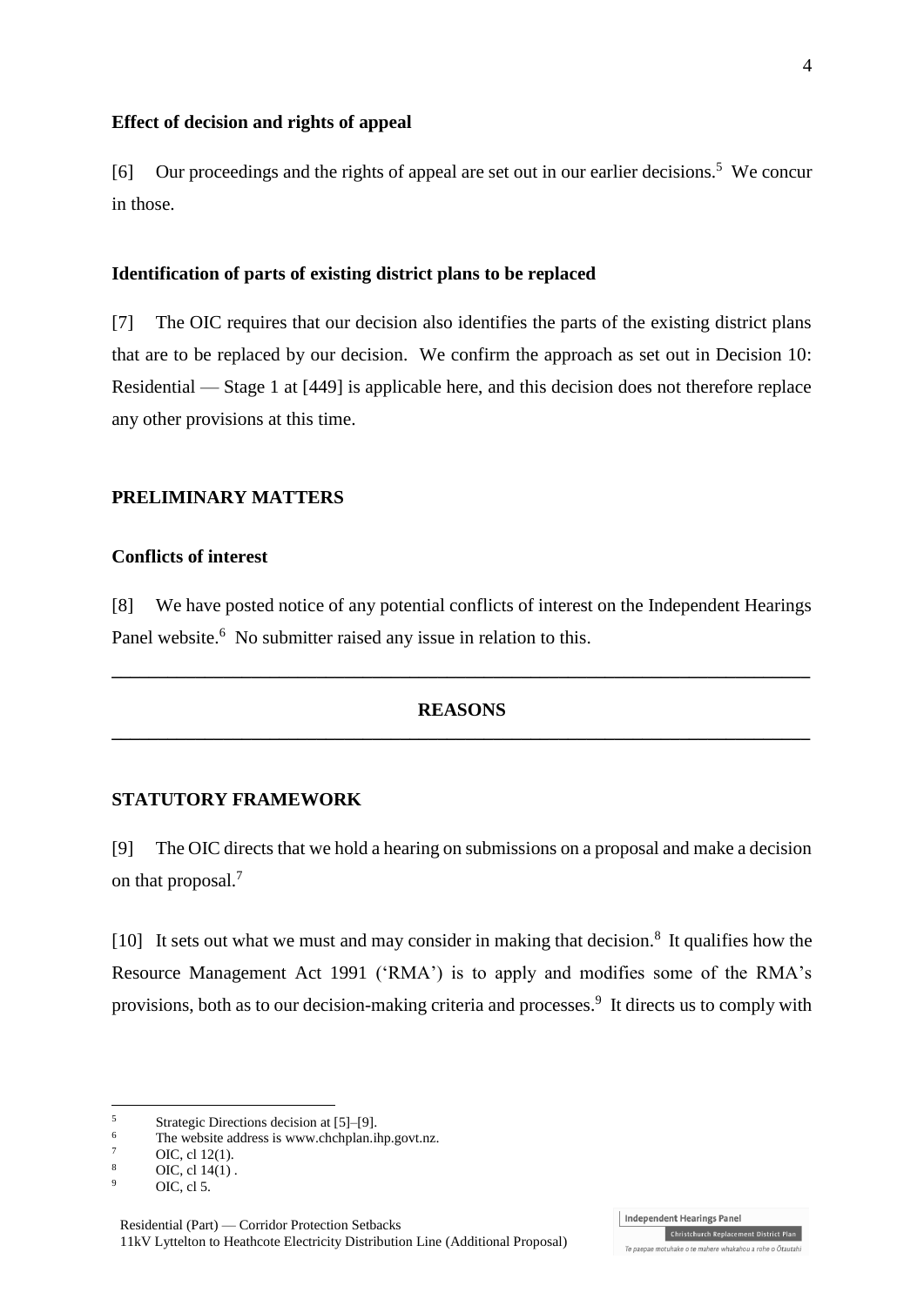### Effect of decision and rights of appeal

[6] Our proceedings and the rights of appeal are set out in our earlier decisions.[5] We concur in those.

### Identification of parts of existing district plans to be replaced

[7] The OIC requires that our decision also identifies the parts of the existing district plans that are to be replaced by our decision. We confirm the approach as set out in Decision 10: Residential — Stage 1 at [449] is applicable here, and this decision does not therefore replace any other provisions at this time.

## PRELIMINARY MATTERS

### Conflicts of interest

[8] We have posted notice of any potential conflicts of interest on the Independent Hearings Panel website.[6] No submitter raised any issue in relation to this.

---

## REASONS

---

## STATUTORY FRAMEWORK

[9] The OIC directs that we hold a hearing on submissions on a proposal and make a decision on that proposal.[7]

[10] It sets out what we must and may consider in making that decision.[8] It qualifies how the Resource Management Act 1991 ('RMA') is to apply and modifies some of the RMA's provisions, both as to our decision-making criteria and processes.[9] It directs us to comply with

---

[5] Strategic Directions decision at [5]–[9].

[6] The website address is www.chchplan.ihp.govt.nz.

[7] OIC, cl 12(1).

[8] OIC, cl 14(1) .

[9] OIC, cl 5.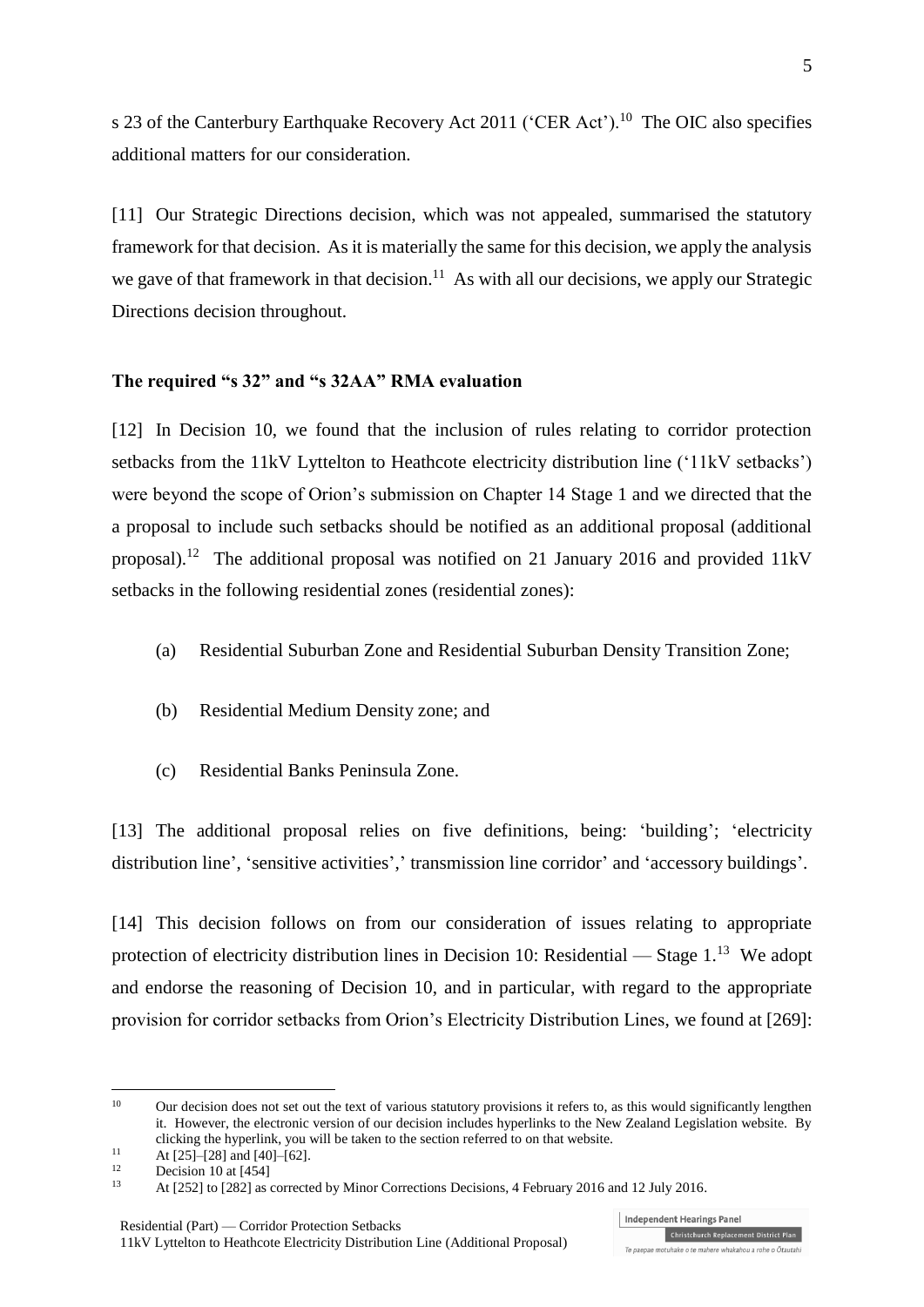s 23 of the Canterbury Earthquake Recovery Act 2011 ('CER Act').[10] The OIC also specifies additional matters for our consideration.

[11] Our Strategic Directions decision, which was not appealed, summarised the statutory framework for that decision. As it is materially the same for this decision, we apply the analysis we gave of that framework in that decision.[11] As with all our decisions, we apply our Strategic Directions decision throughout.

### The required "s 32" and "s 32AA" RMA evaluation

[12] In Decision 10, we found that the inclusion of rules relating to corridor protection setbacks from the 11kV Lyttelton to Heathcote electricity distribution line ('11kV setbacks') were beyond the scope of Orion's submission on Chapter 14 Stage 1 and we directed that the a proposal to include such setbacks should be notified as an additional proposal (additional proposal).[12] The additional proposal was notified on 21 January 2016 and provided 11kV setbacks in the following residential zones (residential zones):

(a) Residential Suburban Zone and Residential Suburban Density Transition Zone;

(b) Residential Medium Density zone; and

(c) Residential Banks Peninsula Zone.

[13] The additional proposal relies on five definitions, being: 'building'; 'electricity distribution line', 'sensitive activities',' transmission line corridor' and 'accessory buildings'.

[14] This decision follows on from our consideration of issues relating to appropriate protection of electricity distribution lines in Decision 10: Residential — Stage 1.[13] We adopt and endorse the reasoning of Decision 10, and in particular, with regard to the appropriate provision for corridor setbacks from Orion's Electricity Distribution Lines, we found at [269]:

---

[10] Our decision does not set out the text of various statutory provisions it refers to, as this would significantly lengthen it. However, the electronic version of our decision includes hyperlinks to the New Zealand Legislation website. By clicking the hyperlink, you will be taken to the section referred to on that website.

[11] At [25]–[28] and [40]–[62].

[12] Decision 10 at [454]

[13] At [252] to [282] as corrected by Minor Corrections Decisions, 4 February 2016 and 12 July 2016.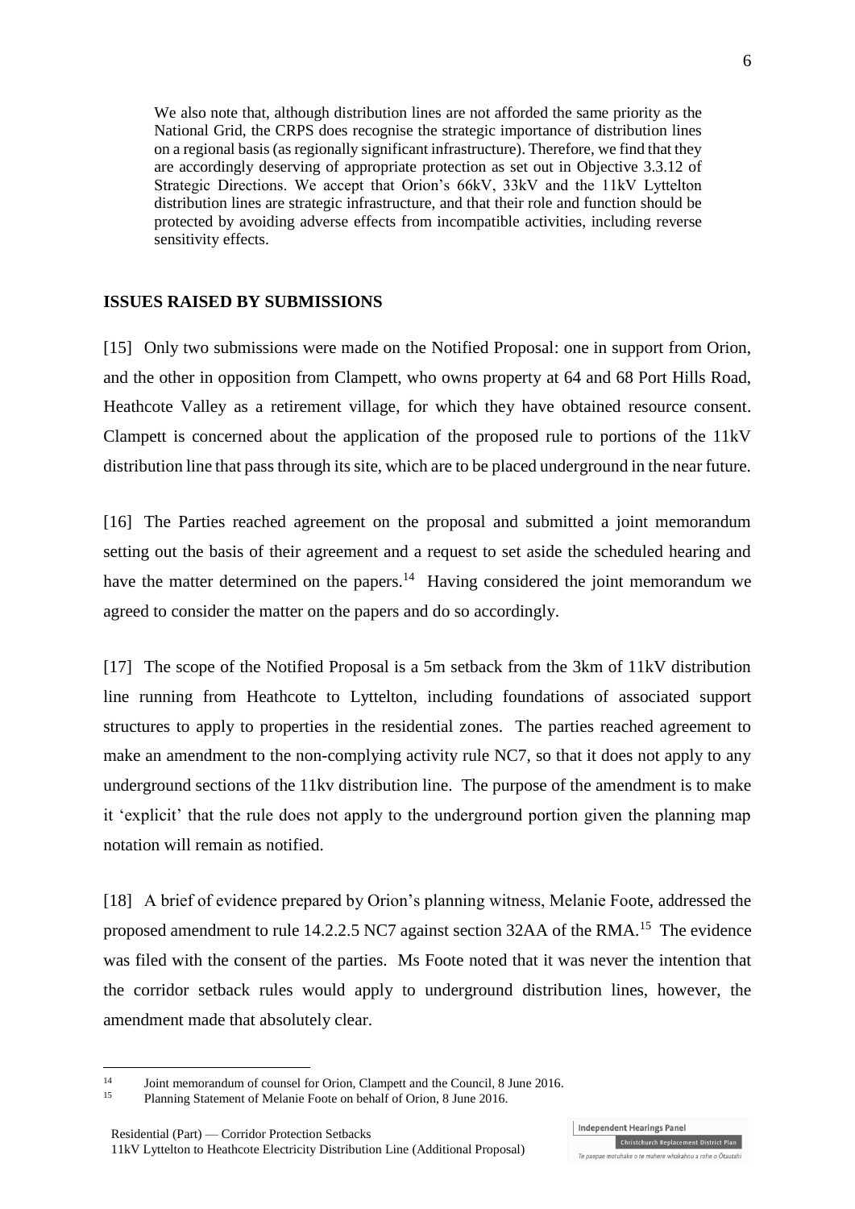We also note that, although distribution lines are not afforded the same priority as the National Grid, the CRPS does recognise the strategic importance of distribution lines on a regional basis (as regionally significant infrastructure). Therefore, we find that they are accordingly deserving of appropriate protection as set out in Objective 3.3.12 of Strategic Directions. We accept that Orion's 66kV, 33kV and the 11kV Lyttelton distribution lines are strategic infrastructure, and that their role and function should be protected by avoiding adverse effects from incompatible activities, including reverse sensitivity effects.

## ISSUES RAISED BY SUBMISSIONS

[15] Only two submissions were made on the Notified Proposal: one in support from Orion, and the other in opposition from Clampett, who owns property at 64 and 68 Port Hills Road, Heathcote Valley as a retirement village, for which they have obtained resource consent. Clampett is concerned about the application of the proposed rule to portions of the 11kV distribution line that pass through its site, which are to be placed underground in the near future.

[16] The Parties reached agreement on the proposal and submitted a joint memorandum setting out the basis of their agreement and a request to set aside the scheduled hearing and have the matter determined on the papers.[14] Having considered the joint memorandum we agreed to consider the matter on the papers and do so accordingly.

[17] The scope of the Notified Proposal is a 5m setback from the 3km of 11kV distribution line running from Heathcote to Lyttelton, including foundations of associated support structures to apply to properties in the residential zones. The parties reached agreement to make an amendment to the non-complying activity rule NC7, so that it does not apply to any underground sections of the 11kv distribution line. The purpose of the amendment is to make it 'explicit' that the rule does not apply to the underground portion given the planning map notation will remain as notified.

[18] A brief of evidence prepared by Orion's planning witness, Melanie Foote, addressed the proposed amendment to rule 14.2.2.5 NC7 against section 32AA of the RMA.[15] The evidence was filed with the consent of the parties. Ms Foote noted that it was never the intention that the corridor setback rules would apply to underground distribution lines, however, the amendment made that absolutely clear.

[14] Joint memorandum of counsel for Orion, Clampett and the Council, 8 June 2016.

[15] Planning Statement of Melanie Foote on behalf of Orion, 8 June 2016.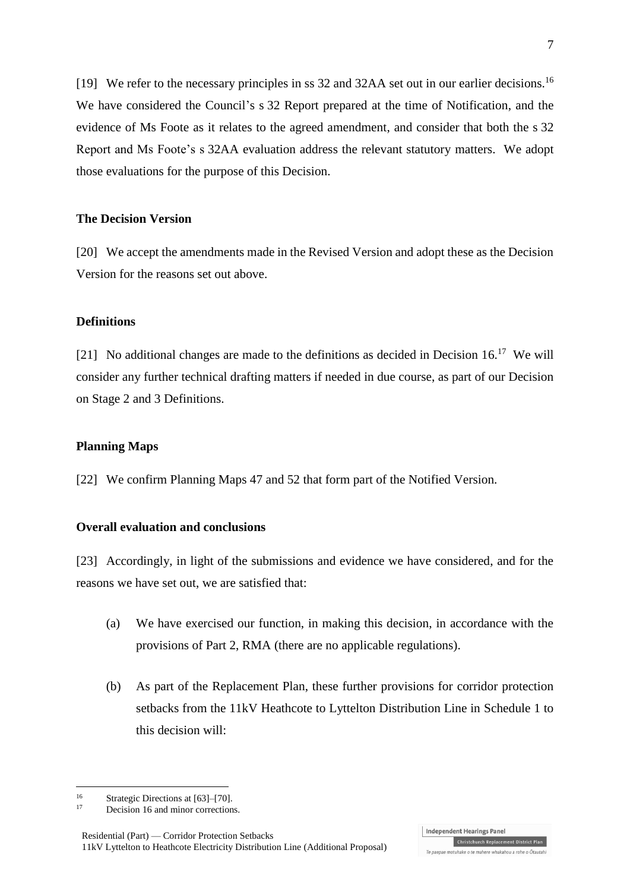[19] We refer to the necessary principles in ss 32 and 32AA set out in our earlier decisions.[16] We have considered the Council's s 32 Report prepared at the time of Notification, and the evidence of Ms Foote as it relates to the agreed amendment, and consider that both the s 32 Report and Ms Foote's s 32AA evaluation address the relevant statutory matters. We adopt those evaluations for the purpose of this Decision.

**The Decision Version**

[20] We accept the amendments made in the Revised Version and adopt these as the Decision Version for the reasons set out above.

**Definitions**

[21] No additional changes are made to the definitions as decided in Decision 16.[17] We will consider any further technical drafting matters if needed in due course, as part of our Decision on Stage 2 and 3 Definitions.

**Planning Maps**

[22] We confirm Planning Maps 47 and 52 that form part of the Notified Version.

**Overall evaluation and conclusions**

[23] Accordingly, in light of the submissions and evidence we have considered, and for the reasons we have set out, we are satisfied that:

(a) We have exercised our function, in making this decision, in accordance with the provisions of Part 2, RMA (there are no applicable regulations).

(b) As part of the Replacement Plan, these further provisions for corridor protection setbacks from the 11kV Heathcote to Lyttelton Distribution Line in Schedule 1 to this decision will:

---

[16] Strategic Directions at [63]–[70].

[17] Decision 16 and minor corrections.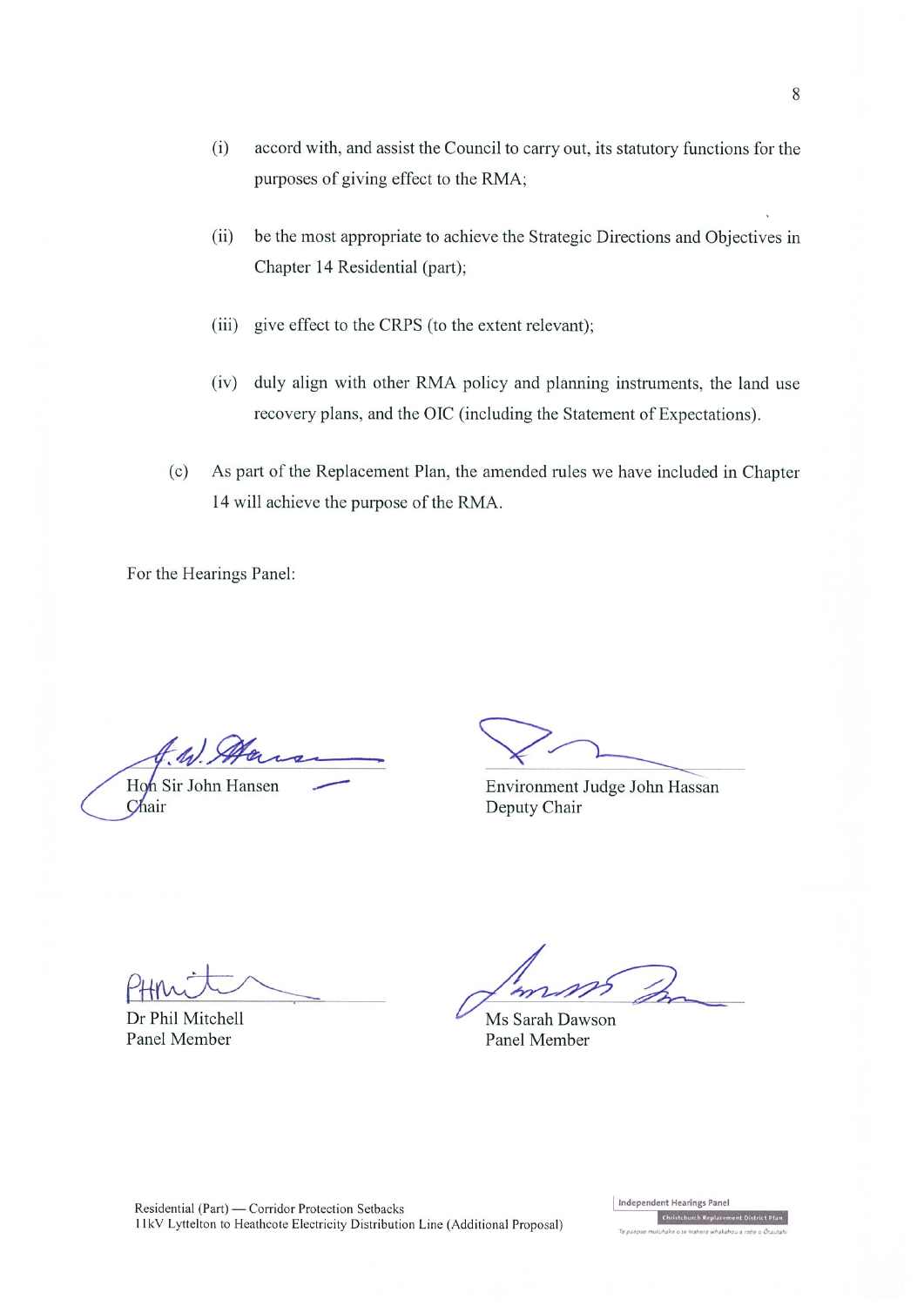(i) accord with, and assist the Council to carry out, its statutory functions for the purposes of giving effect to the RMA;

(ii) be the most appropriate to achieve the Strategic Directions and Objectives in Chapter 14 Residential (part);

(iii) give effect to the CRPS (to the extent relevant);

(iv) duly align with other RMA policy and planning instruments, the land use recovery plans, and the OIC (including the Statement of Expectations).

(c) As part of the Replacement Plan, the amended rules we have included in Chapter 14 will achieve the purpose of the RMA.

For the Hearings Panel:

Hon Sir John Hansen
Chair

Environment Judge John Hassan
Deputy Chair

Dr Phil Mitchell
Panel Member

Ms Sarah Dawson
Panel Member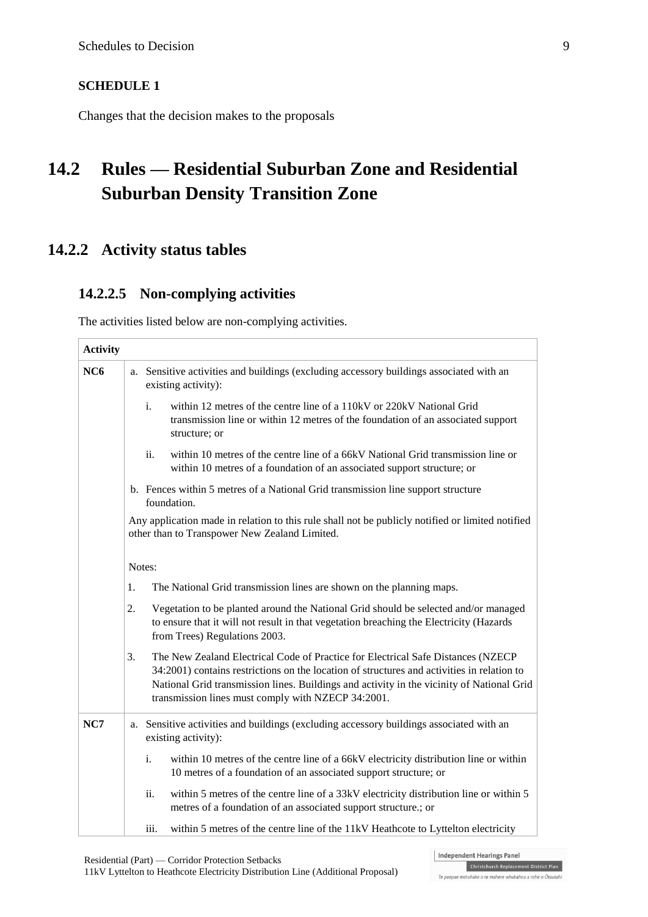**SCHEDULE 1**

Changes that the decision makes to the proposals

# 14.2 Rules — Residential Suburban Zone and Residential Suburban Density Transition Zone

## 14.2.2 Activity status tables

### 14.2.2.5 Non-complying activities

The activities listed below are non-complying activities.

| Activity | |
|---|---|
| **NC6** | a. Sensitive activities and buildings (excluding accessory buildings associated with an existing activity):<br><br>i. within 12 metres of the centre line of a 110kV or 220kV National Grid transmission line or within 12 metres of the foundation of an associated support structure; or<br><br>ii. within 10 metres of the centre line of a 66kV National Grid transmission line or within 10 metres of a foundation of an associated support structure; or<br><br>b. Fences within 5 metres of a National Grid transmission line support structure foundation.<br><br>Any application made in relation to this rule shall not be publicly notified or limited notified other than to Transpower New Zealand Limited.<br><br>Notes:<br><br>1. The National Grid transmission lines are shown on the planning maps.<br><br>2. Vegetation to be planted around the National Grid should be selected and/or managed to ensure that it will not result in that vegetation breaching the Electricity (Hazards from Trees) Regulations 2003.<br><br>3. The New Zealand Electrical Code of Practice for Electrical Safe Distances (NZECP 34:2001) contains restrictions on the location of structures and activities in relation to National Grid transmission lines. Buildings and activity in the vicinity of National Grid transmission lines must comply with NZECP 34:2001. |
| **NC7** | a. Sensitive activities and buildings (excluding accessory buildings associated with an existing activity):<br><br>i. within 10 metres of the centre line of a 66kV electricity distribution line or within 10 metres of a foundation of an associated support structure; or<br><br>ii. within 5 metres of the centre line of a 33kV electricity distribution line or within 5 metres of a foundation of an associated support structure.; or<br><br>iii. within 5 metres of the centre line of the 11kV Heathcote to Lyttelton electricity |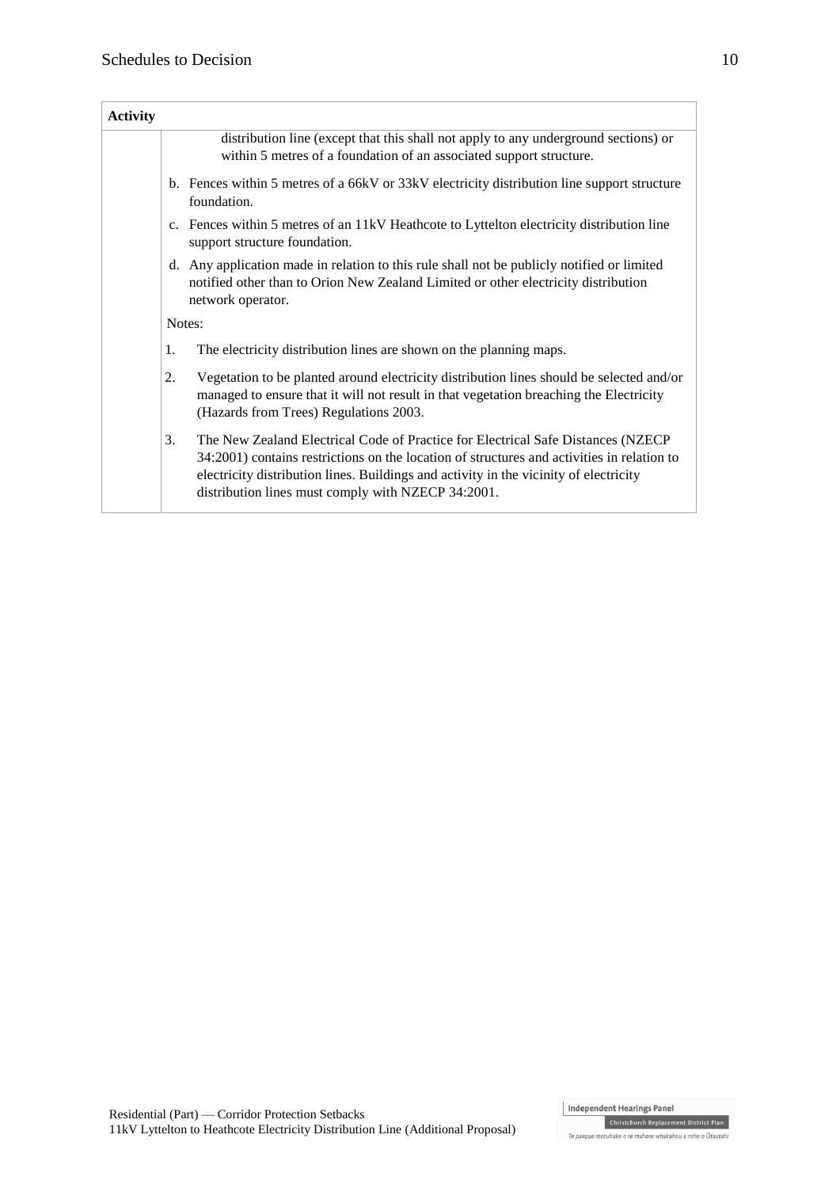| Activity | |
|---|---|
| | distribution line (except that this shall not apply to any underground sections) or within 5 metres of a foundation of an associated support structure.<br><br>b. Fences within 5 metres of a 66kV or 33kV electricity distribution line support structure foundation.<br><br>c. Fences within 5 metres of an 11kV Heathcote to Lyttelton electricity distribution line support structure foundation.<br><br>d. Any application made in relation to this rule shall not be publicly notified or limited notified other than to Orion New Zealand Limited or other electricity distribution network operator.<br><br>Notes:<br><br>1. The electricity distribution lines are shown on the planning maps.<br><br>2. Vegetation to be planted around electricity distribution lines should be selected and/or managed to ensure that it will not result in that vegetation breaching the Electricity (Hazards from Trees) Regulations 2003.<br><br>3. The New Zealand Electrical Code of Practice for Electrical Safe Distances (NZECP 34:2001) contains restrictions on the location of structures and activities in relation to electricity distribution lines. Buildings and activity in the vicinity of electricity distribution lines must comply with NZECP 34:2001. |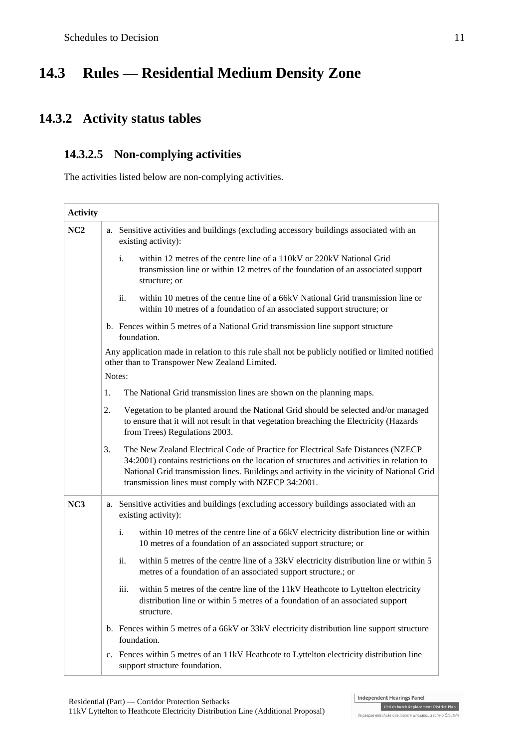# 14.3 Rules — Residential Medium Density Zone

## 14.3.2 Activity status tables

### 14.3.2.5 Non-complying activities

The activities listed below are non-complying activities.

| Activity | |
|---|---|
| **NC2** | a. Sensitive activities and buildings (excluding accessory buildings associated with an existing activity):<br>i. within 12 metres of the centre line of a 110kV or 220kV National Grid transmission line or within 12 metres of the foundation of an associated support structure; or<br>ii. within 10 metres of the centre line of a 66kV National Grid transmission line or within 10 metres of a foundation of an associated support structure; or<br>b. Fences within 5 metres of a National Grid transmission line support structure foundation.<br>Any application made in relation to this rule shall not be publicly notified or limited notified other than to Transpower New Zealand Limited.<br>Notes:<br>1. The National Grid transmission lines are shown on the planning maps.<br>2. Vegetation to be planted around the National Grid should be selected and/or managed to ensure that it will not result in that vegetation breaching the Electricity (Hazards from Trees) Regulations 2003.<br>3. The New Zealand Electrical Code of Practice for Electrical Safe Distances (NZECP 34:2001) contains restrictions on the location of structures and activities in relation to National Grid transmission lines. Buildings and activity in the vicinity of National Grid transmission lines must comply with NZECP 34:2001. |
| **NC3** | a. Sensitive activities and buildings (excluding accessory buildings associated with an existing activity):<br>i. within 10 metres of the centre line of a 66kV electricity distribution line or within 10 metres of a foundation of an associated support structure; or<br>ii. within 5 metres of the centre line of a 33kV electricity distribution line or within 5 metres of a foundation of an associated support structure.; or<br>iii. within 5 metres of the centre line of the 11kV Heathcote to Lyttelton electricity distribution line or within 5 metres of a foundation of an associated support structure.<br>b. Fences within 5 metres of a 66kV or 33kV electricity distribution line support structure foundation.<br>c. Fences within 5 metres of an 11kV Heathcote to Lyttelton electricity distribution line support structure foundation. |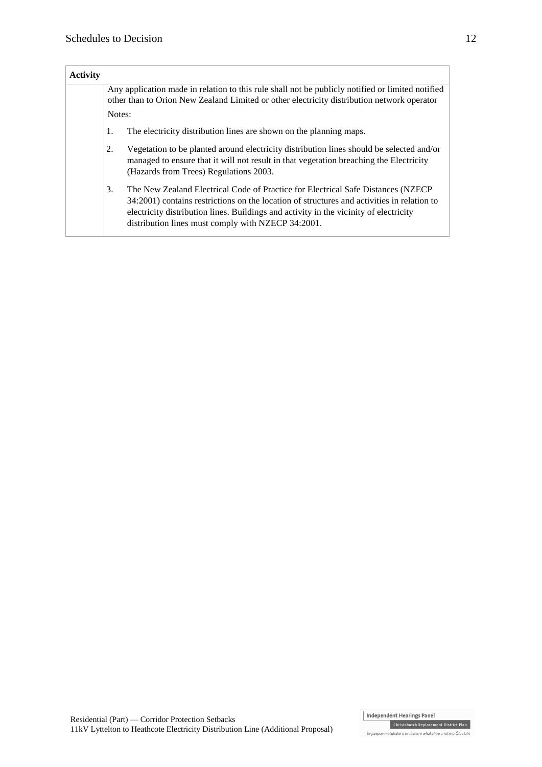| Activity | |
|---|---|
| | Any application made in relation to this rule shall not be publicly notified or limited notified other than to Orion New Zealand Limited or other electricity distribution network operator<br><br>Notes:<br><br>1. The electricity distribution lines are shown on the planning maps.<br><br>2. Vegetation to be planted around electricity distribution lines should be selected and/or managed to ensure that it will not result in that vegetation breaching the Electricity (Hazards from Trees) Regulations 2003.<br><br>3. The New Zealand Electrical Code of Practice for Electrical Safe Distances (NZECP 34:2001) contains restrictions on the location of structures and activities in relation to electricity distribution lines. Buildings and activity in the vicinity of electricity distribution lines must comply with NZECP 34:2001. |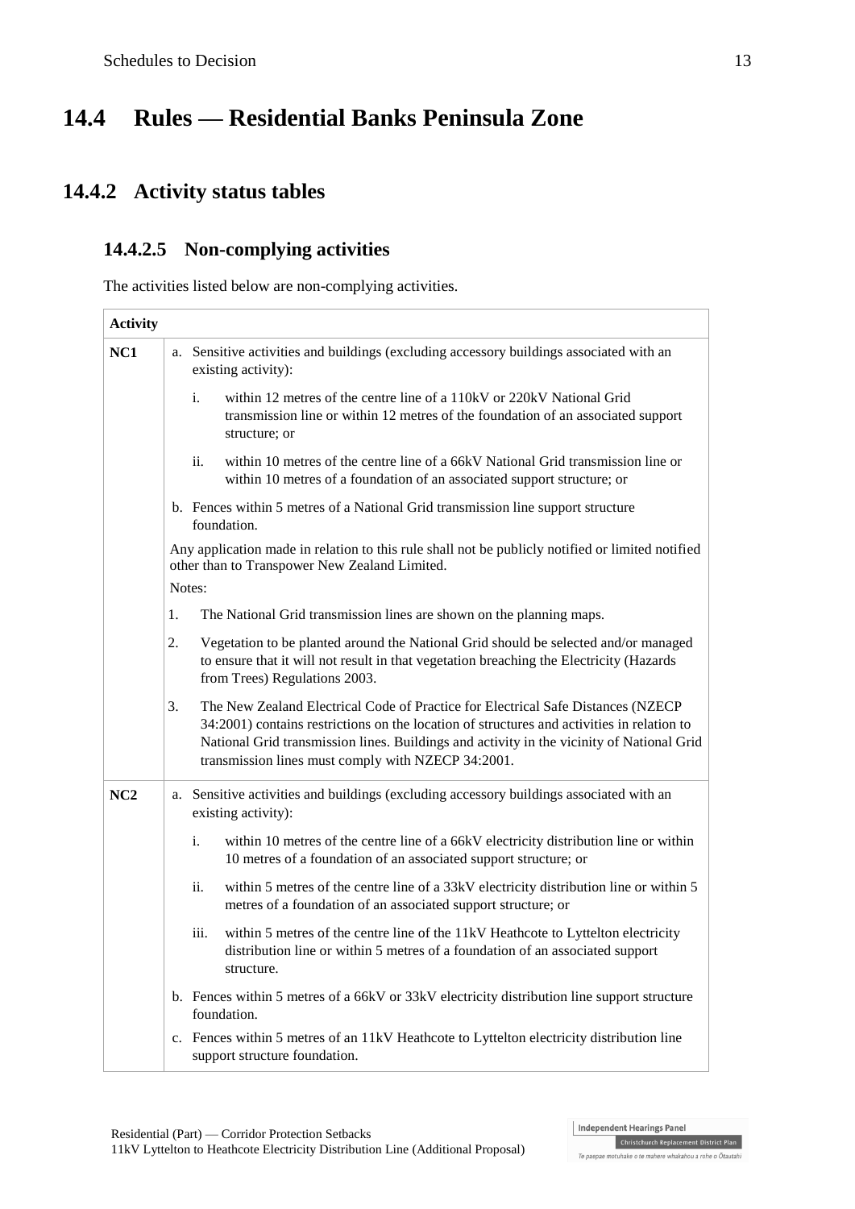# 14.4 Rules — Residential Banks Peninsula Zone

## 14.4.2 Activity status tables

### 14.4.2.5 Non-complying activities

The activities listed below are non-complying activities.

| Activity | |
|---|---|
| **NC1** | a. Sensitive activities and buildings (excluding accessory buildings associated with an existing activity):<br><br>i. within 12 metres of the centre line of a 110kV or 220kV National Grid transmission line or within 12 metres of the foundation of an associated support structure; or<br><br>ii. within 10 metres of the centre line of a 66kV National Grid transmission line or within 10 metres of a foundation of an associated support structure; or<br><br>b. Fences within 5 metres of a National Grid transmission line support structure foundation.<br><br>Any application made in relation to this rule shall not be publicly notified or limited notified other than to Transpower New Zealand Limited.<br><br>Notes:<br><br>1. The National Grid transmission lines are shown on the planning maps.<br><br>2. Vegetation to be planted around the National Grid should be selected and/or managed to ensure that it will not result in that vegetation breaching the Electricity (Hazards from Trees) Regulations 2003.<br><br>3. The New Zealand Electrical Code of Practice for Electrical Safe Distances (NZECP 34:2001) contains restrictions on the location of structures and activities in relation to National Grid transmission lines. Buildings and activity in the vicinity of National Grid transmission lines must comply with NZECP 34:2001. |
| **NC2** | a. Sensitive activities and buildings (excluding accessory buildings associated with an existing activity):<br><br>i. within 10 metres of the centre line of a 66kV electricity distribution line or within 10 metres of a foundation of an associated support structure; or<br><br>ii. within 5 metres of the centre line of a 33kV electricity distribution line or within 5 metres of a foundation of an associated support structure; or<br><br>iii. within 5 metres of the centre line of the 11kV Heathcote to Lyttelton electricity distribution line or within 5 metres of a foundation of an associated support structure.<br><br>b. Fences within 5 metres of a 66kV or 33kV electricity distribution line support structure foundation.<br><br>c. Fences within 5 metres of an 11kV Heathcote to Lyttelton electricity distribution line support structure foundation. |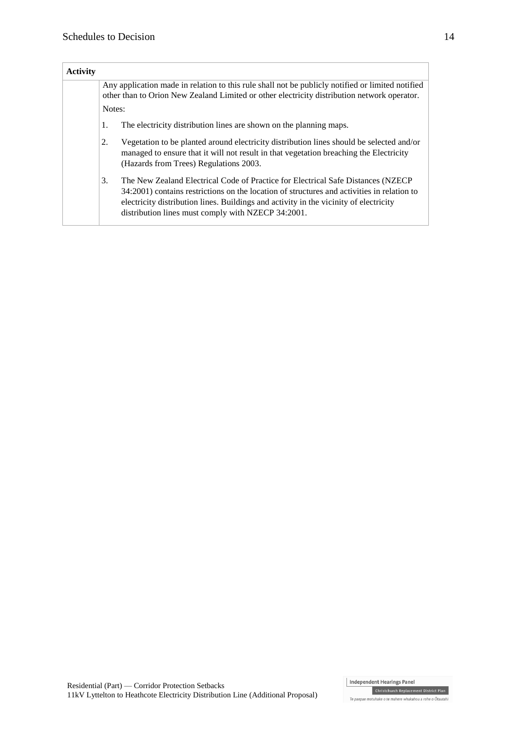| Activity | |
|---|---|
| | Any application made in relation to this rule shall not be publicly notified or limited notified other than to Orion New Zealand Limited or other electricity distribution network operator.<br><br>Notes:<br><br>1. The electricity distribution lines are shown on the planning maps.<br><br>2. Vegetation to be planted around electricity distribution lines should be selected and/or managed to ensure that it will not result in that vegetation breaching the Electricity (Hazards from Trees) Regulations 2003.<br><br>3. The New Zealand Electrical Code of Practice for Electrical Safe Distances (NZECP 34:2001) contains restrictions on the location of structures and activities in relation to electricity distribution lines. Buildings and activity in the vicinity of electricity distribution lines must comply with NZECP 34:2001. |